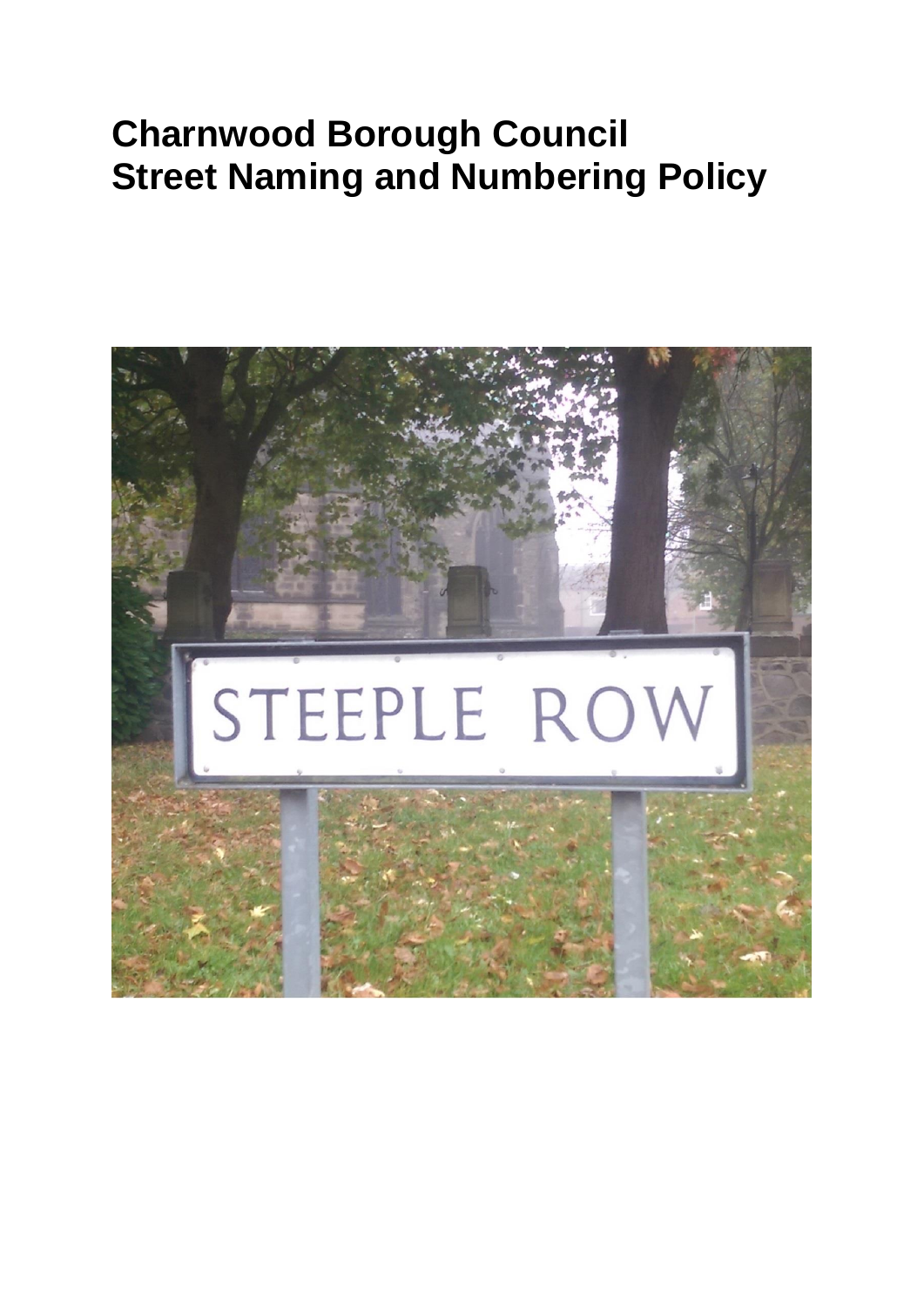# Charnwood Borough Council
# Street Naming and Numbering Policy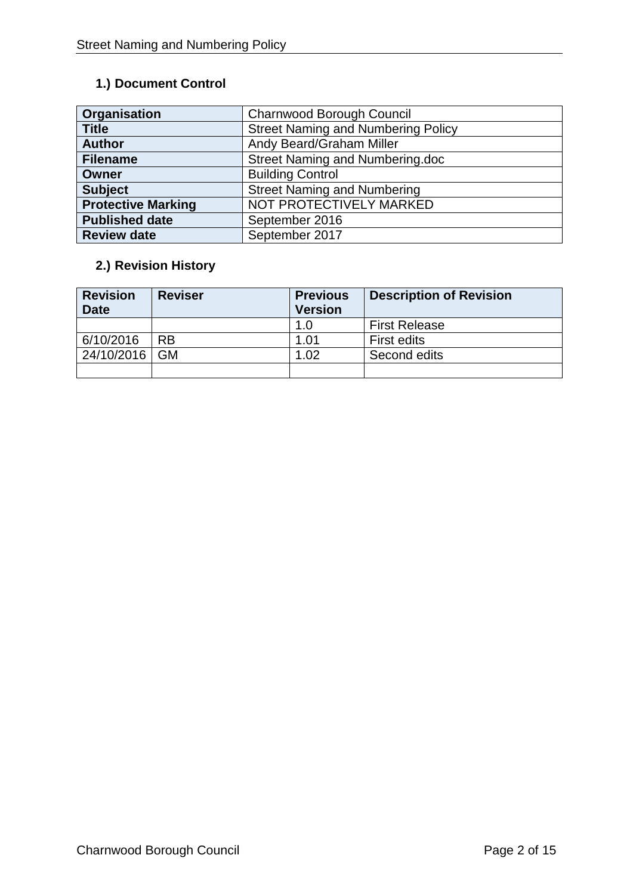## 1.) Document Control

| | |
|---|---|
| **Organisation** | Charnwood Borough Council |
| **Title** | Street Naming and Numbering Policy |
| **Author** | Andy Beard/Graham Miller |
| **Filename** | Street Naming and Numbering.doc |
| **Owner** | Building Control |
| **Subject** | Street Naming and Numbering |
| **Protective Marking** | NOT PROTECTIVELY MARKED |
| **Published date** | September 2016 |
| **Review date** | September 2017 |

## 2.) Revision History

| Revision Date | Reviser | Previous Version | Description of Revision |
|---|---|---|---|
| | | 1.0 | First Release |
| 6/10/2016 | RB | 1.01 | First edits |
| 24/10/2016 | GM | 1.02 | Second edits |
| | | | |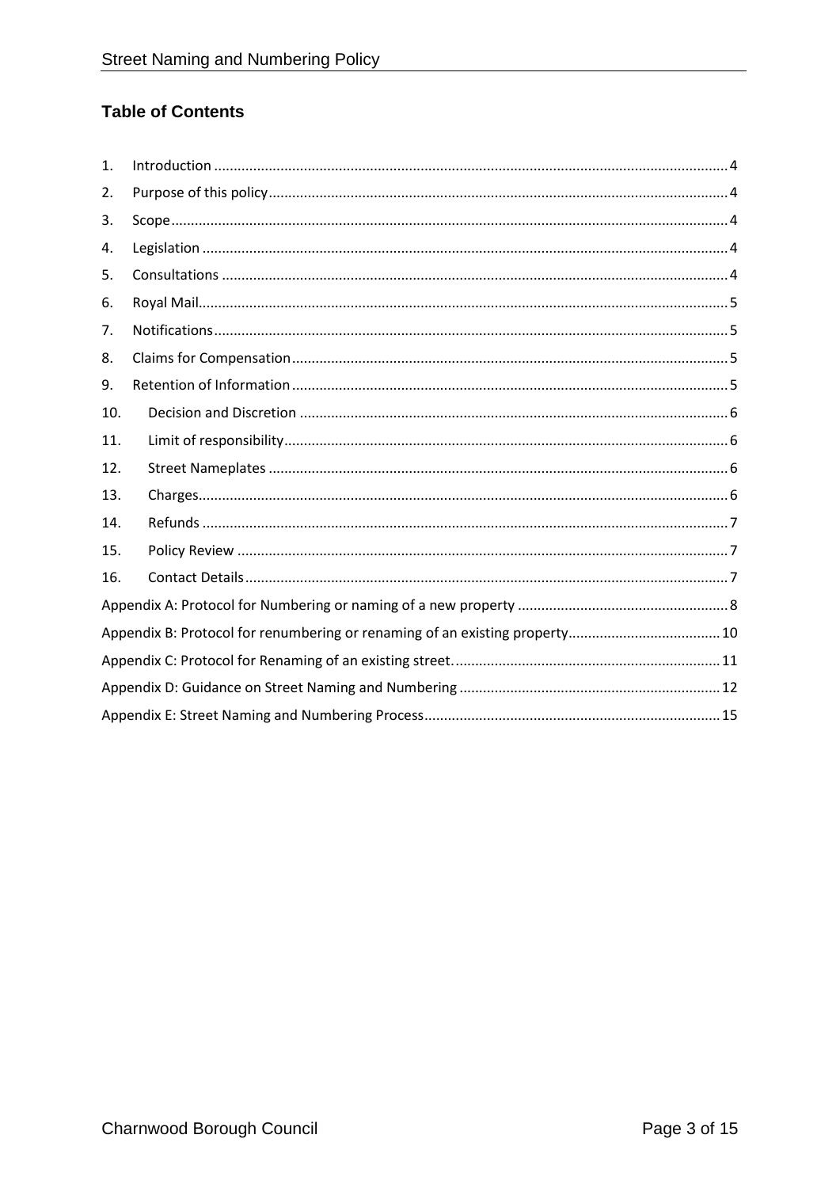## Table of Contents

1. Introduction ..... 4
2. Purpose of this policy ..... 4
3. Scope ..... 4
4. Legislation ..... 4
5. Consultations ..... 4
6. Royal Mail ..... 5
7. Notifications ..... 5
8. Claims for Compensation ..... 5
9. Retention of Information ..... 5
10. Decision and Discretion ..... 6
11. Limit of responsibility ..... 6
12. Street Nameplates ..... 6
13. Charges ..... 6
14. Refunds ..... 7
15. Policy Review ..... 7
16. Contact Details ..... 7

Appendix A: Protocol for Numbering or naming of a new property ..... 8

Appendix B: Protocol for renumbering or renaming of an existing property ..... 10

Appendix C: Protocol for Renaming of an existing street. ..... 11

Appendix D: Guidance on Street Naming and Numbering ..... 12

Appendix E: Street Naming and Numbering Process ..... 15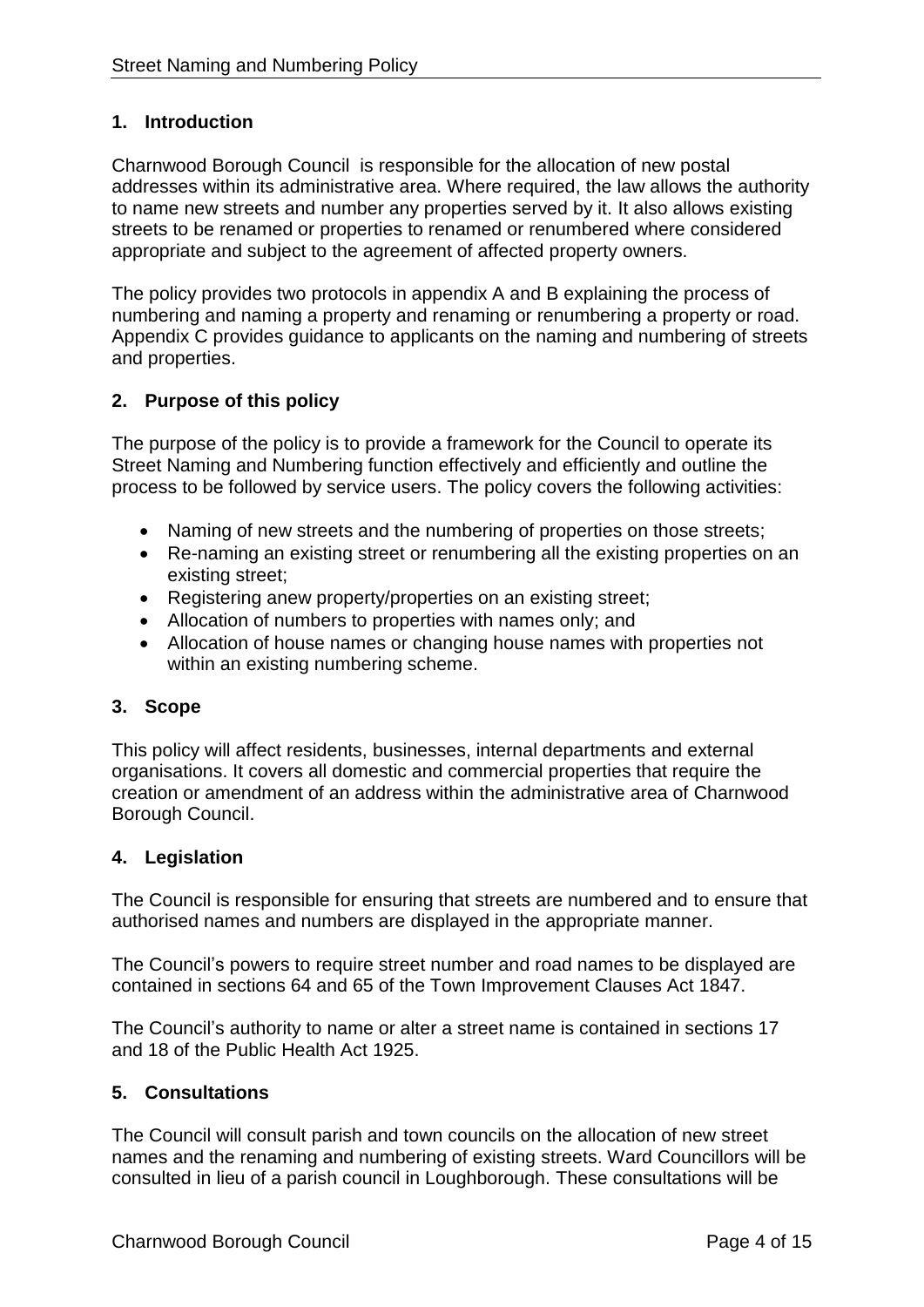## 1. Introduction

Charnwood Borough Council  is responsible for the allocation of new postal addresses within its administrative area. Where required, the law allows the authority to name new streets and number any properties served by it. It also allows existing streets to be renamed or properties to renamed or renumbered where considered appropriate and subject to the agreement of affected property owners.

The policy provides two protocols in appendix A and B explaining the process of numbering and naming a property and renaming or renumbering a property or road. Appendix C provides guidance to applicants on the naming and numbering of streets and properties.

## 2. Purpose of this policy

The purpose of the policy is to provide a framework for the Council to operate its Street Naming and Numbering function effectively and efficiently and outline the process to be followed by service users. The policy covers the following activities:

- Naming of new streets and the numbering of properties on those streets;
- Re-naming an existing street or renumbering all the existing properties on an existing street;
- Registering anew property/properties on an existing street;
- Allocation of numbers to properties with names only; and
- Allocation of house names or changing house names with properties not within an existing numbering scheme.

## 3. Scope

This policy will affect residents, businesses, internal departments and external organisations. It covers all domestic and commercial properties that require the creation or amendment of an address within the administrative area of Charnwood Borough Council.

## 4. Legislation

The Council is responsible for ensuring that streets are numbered and to ensure that authorised names and numbers are displayed in the appropriate manner.

The Council's powers to require street number and road names to be displayed are contained in sections 64 and 65 of the Town Improvement Clauses Act 1847.

The Council's authority to name or alter a street name is contained in sections 17 and 18 of the Public Health Act 1925.

## 5. Consultations

The Council will consult parish and town councils on the allocation of new street names and the renaming and numbering of existing streets. Ward Councillors will be consulted in lieu of a parish council in Loughborough. These consultations will be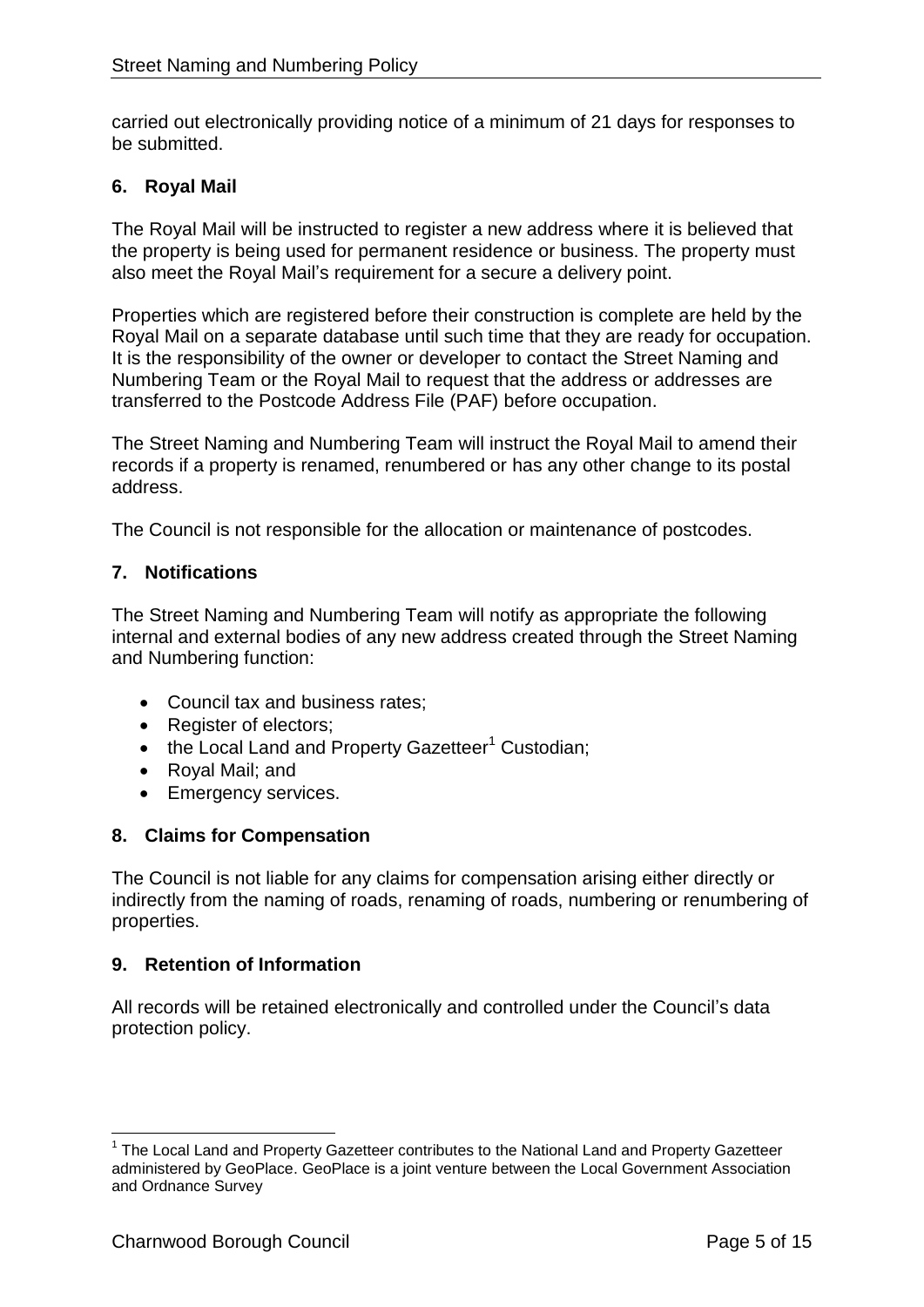carried out electronically providing notice of a minimum of 21 days for responses to be submitted.

## 6. Royal Mail

The Royal Mail will be instructed to register a new address where it is believed that the property is being used for permanent residence or business. The property must also meet the Royal Mail's requirement for a secure a delivery point.

Properties which are registered before their construction is complete are held by the Royal Mail on a separate database until such time that they are ready for occupation. It is the responsibility of the owner or developer to contact the Street Naming and Numbering Team or the Royal Mail to request that the address or addresses are transferred to the Postcode Address File (PAF) before occupation.

The Street Naming and Numbering Team will instruct the Royal Mail to amend their records if a property is renamed, renumbered or has any other change to its postal address.

The Council is not responsible for the allocation or maintenance of postcodes.

## 7. Notifications

The Street Naming and Numbering Team will notify as appropriate the following internal and external bodies of any new address created through the Street Naming and Numbering function:

- Council tax and business rates;
- Register of electors;
- the Local Land and Property Gazetteer[1] Custodian;
- Royal Mail; and
- Emergency services.

## 8. Claims for Compensation

The Council is not liable for any claims for compensation arising either directly or indirectly from the naming of roads, renaming of roads, numbering or renumbering of properties.

## 9. Retention of Information

All records will be retained electronically and controlled under the Council's data protection policy.

---

[1] The Local Land and Property Gazetteer contributes to the National Land and Property Gazetteer administered by GeoPlace. GeoPlace is a joint venture between the Local Government Association and Ordnance Survey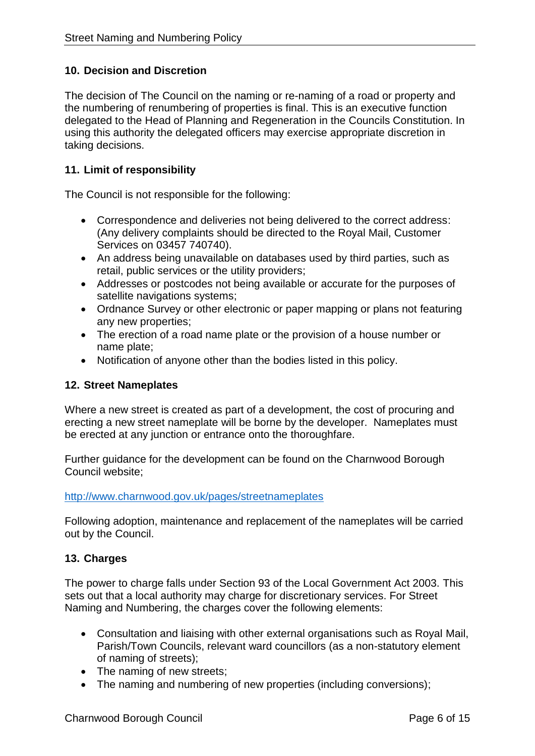## 10. Decision and Discretion

The decision of The Council on the naming or re-naming of a road or property and the numbering of renumbering of properties is final. This is an executive function delegated to the Head of Planning and Regeneration in the Councils Constitution. In using this authority the delegated officers may exercise appropriate discretion in taking decisions.

## 11. Limit of responsibility

The Council is not responsible for the following:

- Correspondence and deliveries not being delivered to the correct address: (Any delivery complaints should be directed to the Royal Mail, Customer Services on 03457 740740).
- An address being unavailable on databases used by third parties, such as retail, public services or the utility providers;
- Addresses or postcodes not being available or accurate for the purposes of satellite navigations systems;
- Ordnance Survey or other electronic or paper mapping or plans not featuring any new properties;
- The erection of a road name plate or the provision of a house number or name plate;
- Notification of anyone other than the bodies listed in this policy.

## 12. Street Nameplates

Where a new street is created as part of a development, the cost of procuring and erecting a new street nameplate will be borne by the developer. Nameplates must be erected at any junction or entrance onto the thoroughfare.

Further guidance for the development can be found on the Charnwood Borough Council website;

http://www.charnwood.gov.uk/pages/streetnameplates

Following adoption, maintenance and replacement of the nameplates will be carried out by the Council.

## 13. Charges

The power to charge falls under Section 93 of the Local Government Act 2003. This sets out that a local authority may charge for discretionary services. For Street Naming and Numbering, the charges cover the following elements:

- Consultation and liaising with other external organisations such as Royal Mail, Parish/Town Councils, relevant ward councillors (as a non-statutory element of naming of streets);
- The naming of new streets;
- The naming and numbering of new properties (including conversions);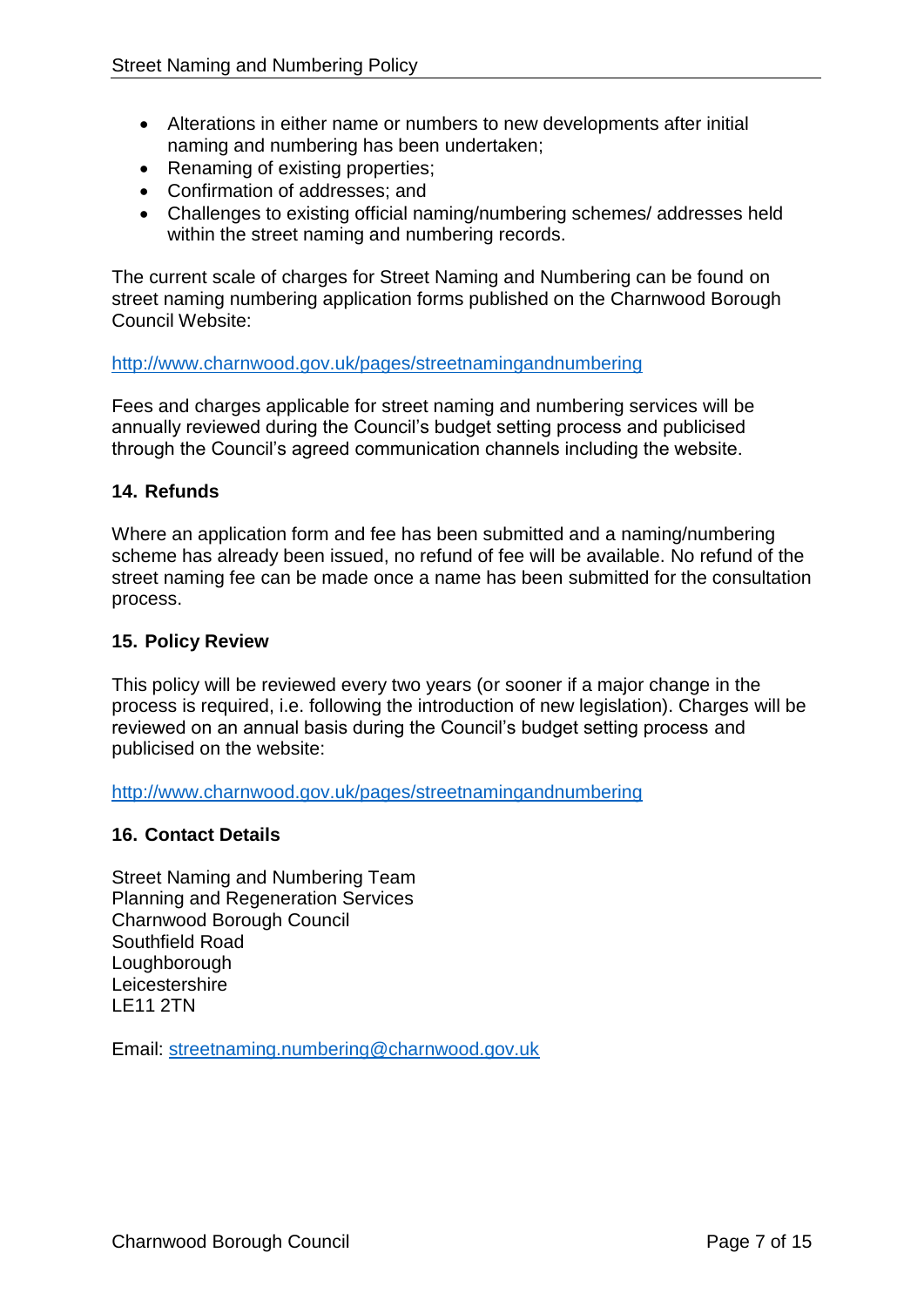- Alterations in either name or numbers to new developments after initial naming and numbering has been undertaken;
- Renaming of existing properties;
- Confirmation of addresses; and
- Challenges to existing official naming/numbering schemes/ addresses held within the street naming and numbering records.

The current scale of charges for Street Naming and Numbering can be found on street naming numbering application forms published on the Charnwood Borough Council Website:

[http://www.charnwood.gov.uk/pages/streetnamingandnumbering](http://www.charnwood.gov.uk/pages/streetnamingandnumbering)

Fees and charges applicable for street naming and numbering services will be annually reviewed during the Council's budget setting process and publicised through the Council's agreed communication channels including the website.

## 14. Refunds

Where an application form and fee has been submitted and a naming/numbering scheme has already been issued, no refund of fee will be available. No refund of the street naming fee can be made once a name has been submitted for the consultation process.

## 15. Policy Review

This policy will be reviewed every two years (or sooner if a major change in the process is required, i.e. following the introduction of new legislation). Charges will be reviewed on an annual basis during the Council's budget setting process and publicised on the website:

[http://www.charnwood.gov.uk/pages/streetnamingandnumbering](http://www.charnwood.gov.uk/pages/streetnamingandnumbering)

## 16. Contact Details

Street Naming and Numbering Team
Planning and Regeneration Services
Charnwood Borough Council
Southfield Road
Loughborough
Leicestershire
LE11 2TN

Email: [streetnaming.numbering@charnwood.gov.uk](mailto:streetnaming.numbering@charnwood.gov.uk)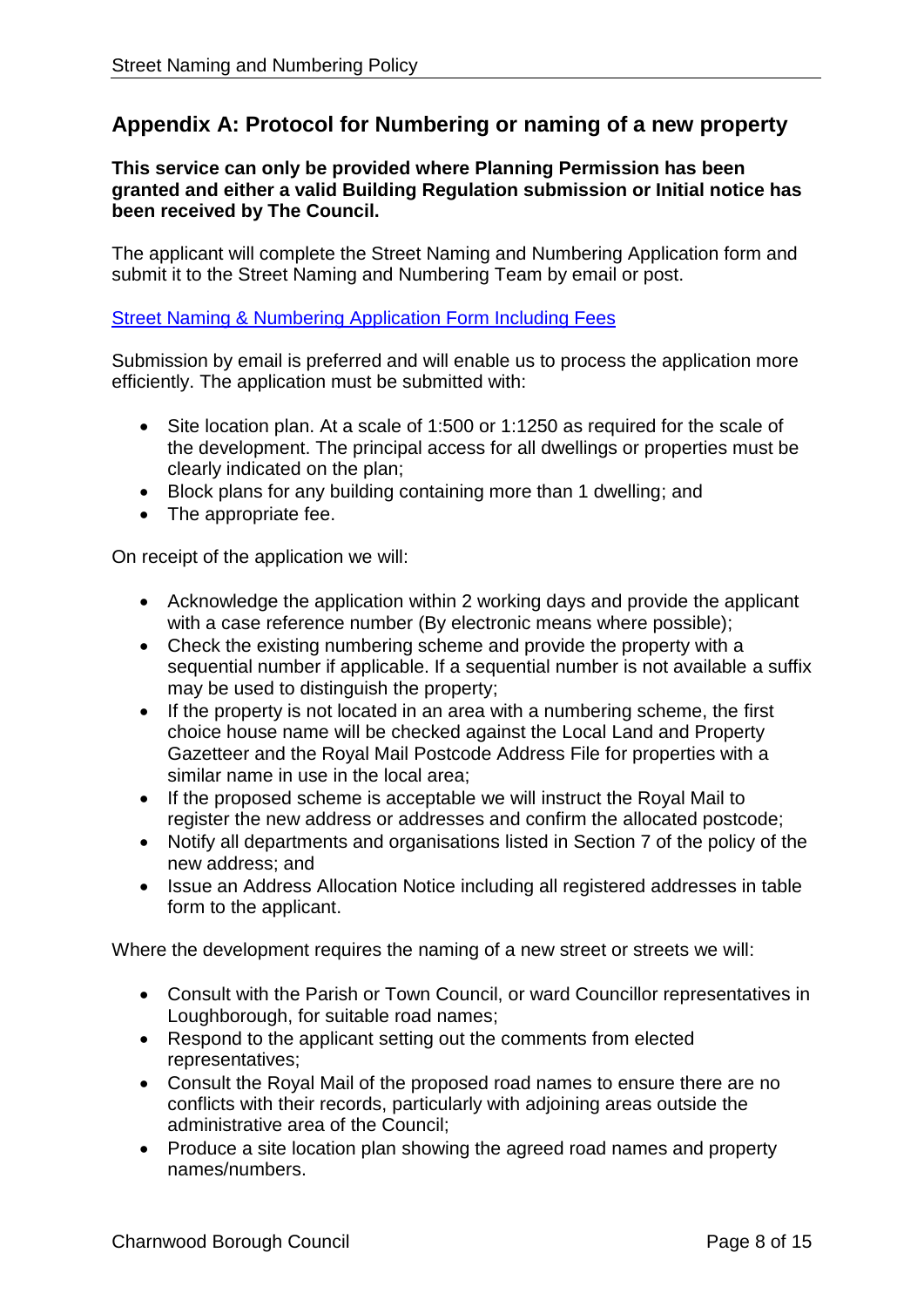## Appendix A: Protocol for Numbering or naming of a new property

**This service can only be provided where Planning Permission has been granted and either a valid Building Regulation submission or Initial notice has been received by The Council.**

The applicant will complete the Street Naming and Numbering Application form and submit it to the Street Naming and Numbering Team by email or post.

Street Naming & Numbering Application Form Including Fees

Submission by email is preferred and will enable us to process the application more efficiently. The application must be submitted with:

- Site location plan. At a scale of 1:500 or 1:1250 as required for the scale of the development. The principal access for all dwellings or properties must be clearly indicated on the plan;
- Block plans for any building containing more than 1 dwelling; and
- The appropriate fee.

On receipt of the application we will:

- Acknowledge the application within 2 working days and provide the applicant with a case reference number (By electronic means where possible);
- Check the existing numbering scheme and provide the property with a sequential number if applicable. If a sequential number is not available a suffix may be used to distinguish the property;
- If the property is not located in an area with a numbering scheme, the first choice house name will be checked against the Local Land and Property Gazetteer and the Royal Mail Postcode Address File for properties with a similar name in use in the local area;
- If the proposed scheme is acceptable we will instruct the Royal Mail to register the new address or addresses and confirm the allocated postcode;
- Notify all departments and organisations listed in Section 7 of the policy of the new address; and
- Issue an Address Allocation Notice including all registered addresses in table form to the applicant.

Where the development requires the naming of a new street or streets we will:

- Consult with the Parish or Town Council, or ward Councillor representatives in Loughborough, for suitable road names;
- Respond to the applicant setting out the comments from elected representatives;
- Consult the Royal Mail of the proposed road names to ensure there are no conflicts with their records, particularly with adjoining areas outside the administrative area of the Council;
- Produce a site location plan showing the agreed road names and property names/numbers.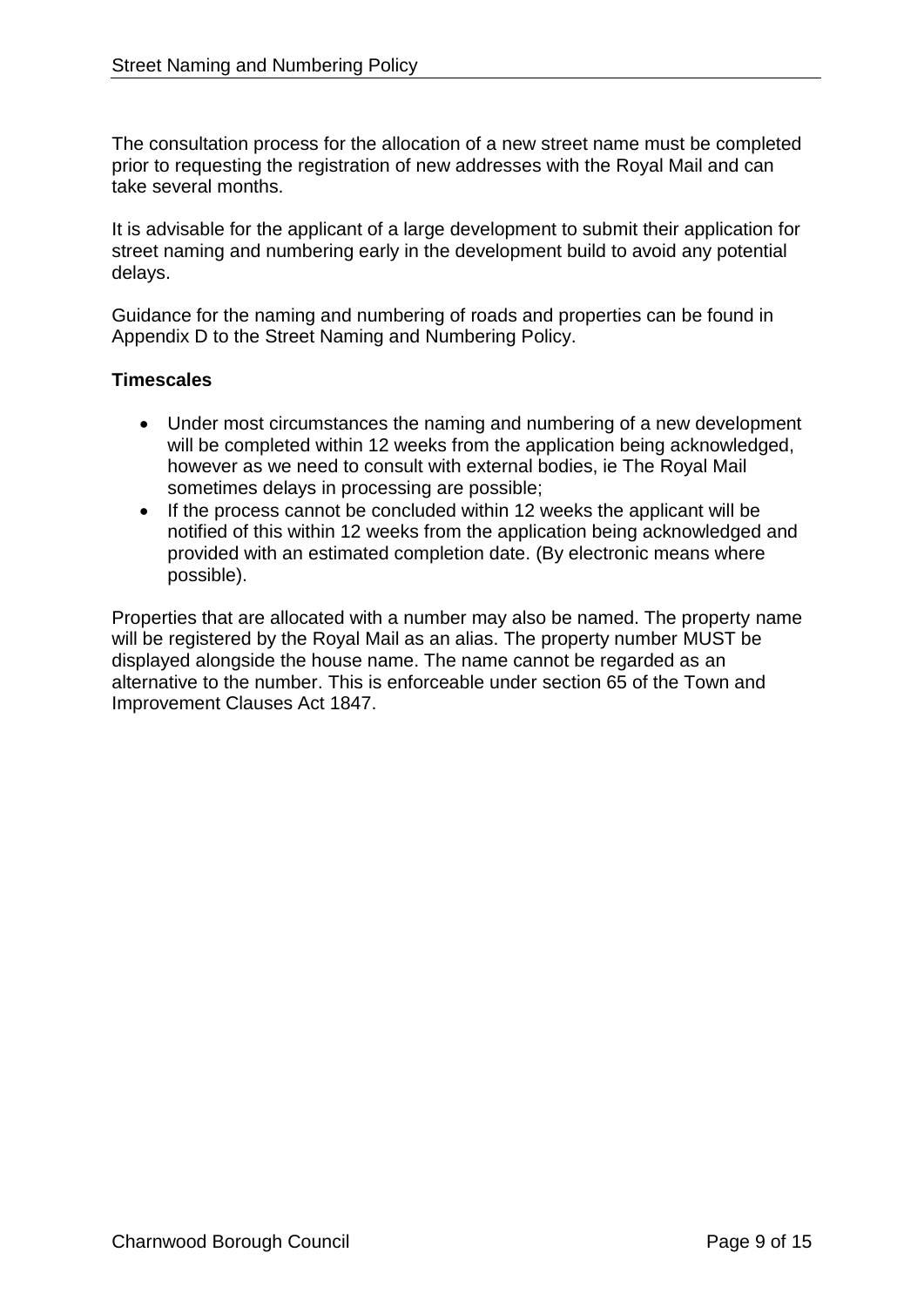The consultation process for the allocation of a new street name must be completed prior to requesting the registration of new addresses with the Royal Mail and can take several months.

It is advisable for the applicant of a large development to submit their application for street naming and numbering early in the development build to avoid any potential delays.

Guidance for the naming and numbering of roads and properties can be found in Appendix D to the Street Naming and Numbering Policy.

**Timescales**

- Under most circumstances the naming and numbering of a new development will be completed within 12 weeks from the application being acknowledged, however as we need to consult with external bodies, ie The Royal Mail sometimes delays in processing are possible;
- If the process cannot be concluded within 12 weeks the applicant will be notified of this within 12 weeks from the application being acknowledged and provided with an estimated completion date. (By electronic means where possible).

Properties that are allocated with a number may also be named. The property name will be registered by the Royal Mail as an alias. The property number MUST be displayed alongside the house name. The name cannot be regarded as an alternative to the number. This is enforceable under section 65 of the Town and Improvement Clauses Act 1847.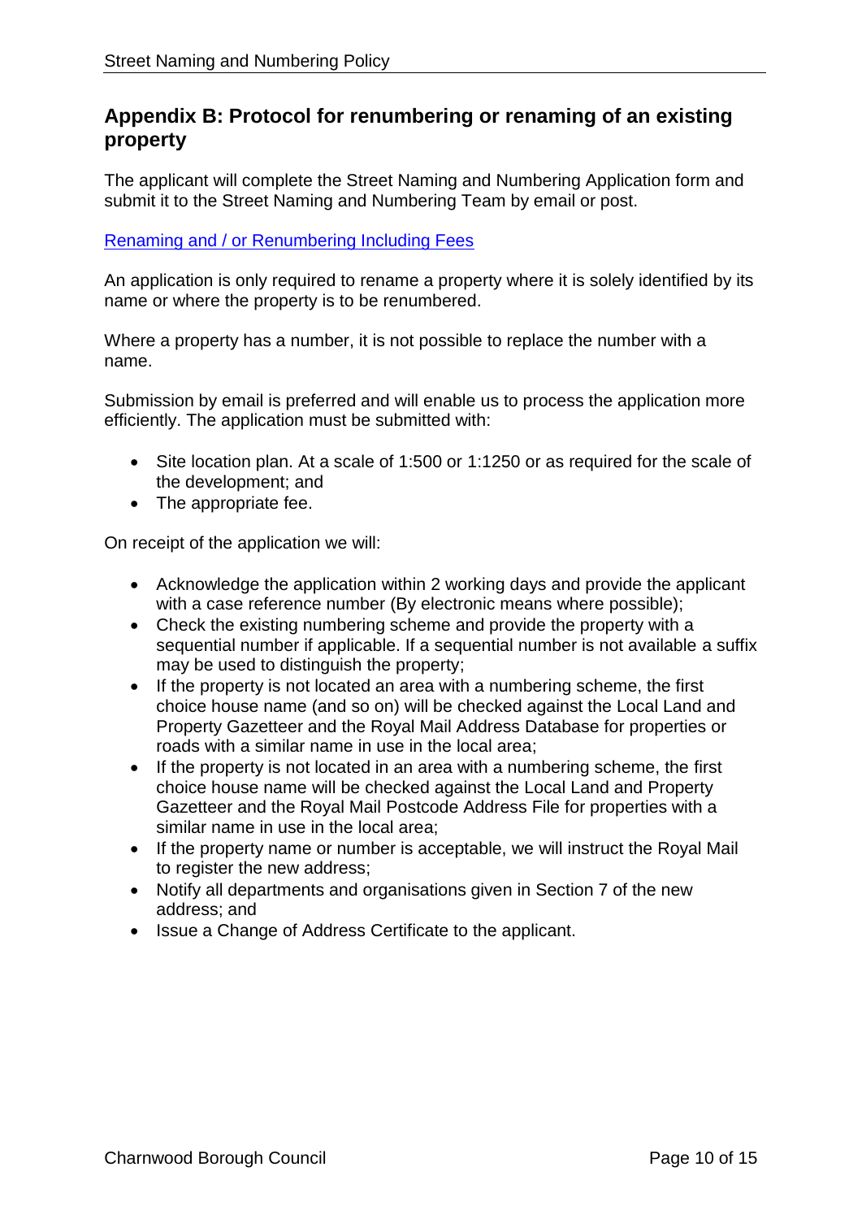## Appendix B: Protocol for renumbering or renaming of an existing property

The applicant will complete the Street Naming and Numbering Application form and submit it to the Street Naming and Numbering Team by email or post.

Renaming and / or Renumbering Including Fees

An application is only required to rename a property where it is solely identified by its name or where the property is to be renumbered.

Where a property has a number, it is not possible to replace the number with a name.

Submission by email is preferred and will enable us to process the application more efficiently. The application must be submitted with:

- Site location plan. At a scale of 1:500 or 1:1250 or as required for the scale of the development; and
- The appropriate fee.

On receipt of the application we will:

- Acknowledge the application within 2 working days and provide the applicant with a case reference number (By electronic means where possible);
- Check the existing numbering scheme and provide the property with a sequential number if applicable. If a sequential number is not available a suffix may be used to distinguish the property;
- If the property is not located an area with a numbering scheme, the first choice house name (and so on) will be checked against the Local Land and Property Gazetteer and the Royal Mail Address Database for properties or roads with a similar name in use in the local area;
- If the property is not located in an area with a numbering scheme, the first choice house name will be checked against the Local Land and Property Gazetteer and the Royal Mail Postcode Address File for properties with a similar name in use in the local area;
- If the property name or number is acceptable, we will instruct the Royal Mail to register the new address;
- Notify all departments and organisations given in Section 7 of the new address; and
- Issue a Change of Address Certificate to the applicant.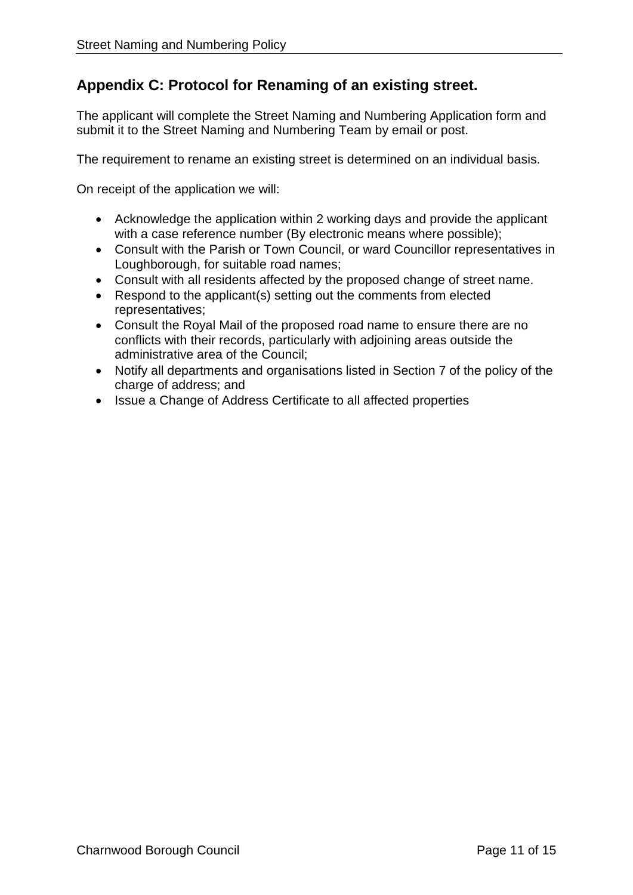## Appendix C: Protocol for Renaming of an existing street.

The applicant will complete the Street Naming and Numbering Application form and submit it to the Street Naming and Numbering Team by email or post.

The requirement to rename an existing street is determined on an individual basis.

On receipt of the application we will:

- Acknowledge the application within 2 working days and provide the applicant with a case reference number (By electronic means where possible);
- Consult with the Parish or Town Council, or ward Councillor representatives in Loughborough, for suitable road names;
- Consult with all residents affected by the proposed change of street name.
- Respond to the applicant(s) setting out the comments from elected representatives;
- Consult the Royal Mail of the proposed road name to ensure there are no conflicts with their records, particularly with adjoining areas outside the administrative area of the Council;
- Notify all departments and organisations listed in Section 7 of the policy of the charge of address; and
- Issue a Change of Address Certificate to all affected properties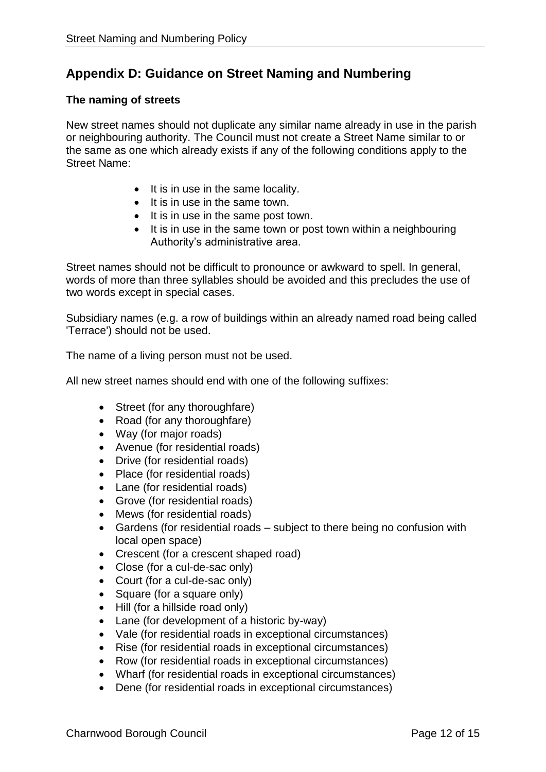## Appendix D: Guidance on Street Naming and Numbering

### The naming of streets

New street names should not duplicate any similar name already in use in the parish or neighbouring authority. The Council must not create a Street Name similar to or the same as one which already exists if any of the following conditions apply to the Street Name:

- It is in use in the same locality.
- It is in use in the same town.
- It is in use in the same post town.
- It is in use in the same town or post town within a neighbouring Authority's administrative area.

Street names should not be difficult to pronounce or awkward to spell. In general, words of more than three syllables should be avoided and this precludes the use of two words except in special cases.

Subsidiary names (e.g. a row of buildings within an already named road being called 'Terrace') should not be used.

The name of a living person must not be used.

All new street names should end with one of the following suffixes:

- Street (for any thoroughfare)
- Road (for any thoroughfare)
- Way (for major roads)
- Avenue (for residential roads)
- Drive (for residential roads)
- Place (for residential roads)
- Lane (for residential roads)
- Grove (for residential roads)
- Mews (for residential roads)
- Gardens (for residential roads – subject to there being no confusion with local open space)
- Crescent (for a crescent shaped road)
- Close (for a cul-de-sac only)
- Court (for a cul-de-sac only)
- Square (for a square only)
- Hill (for a hillside road only)
- Lane (for development of a historic by-way)
- Vale (for residential roads in exceptional circumstances)
- Rise (for residential roads in exceptional circumstances)
- Row (for residential roads in exceptional circumstances)
- Wharf (for residential roads in exceptional circumstances)
- Dene (for residential roads in exceptional circumstances)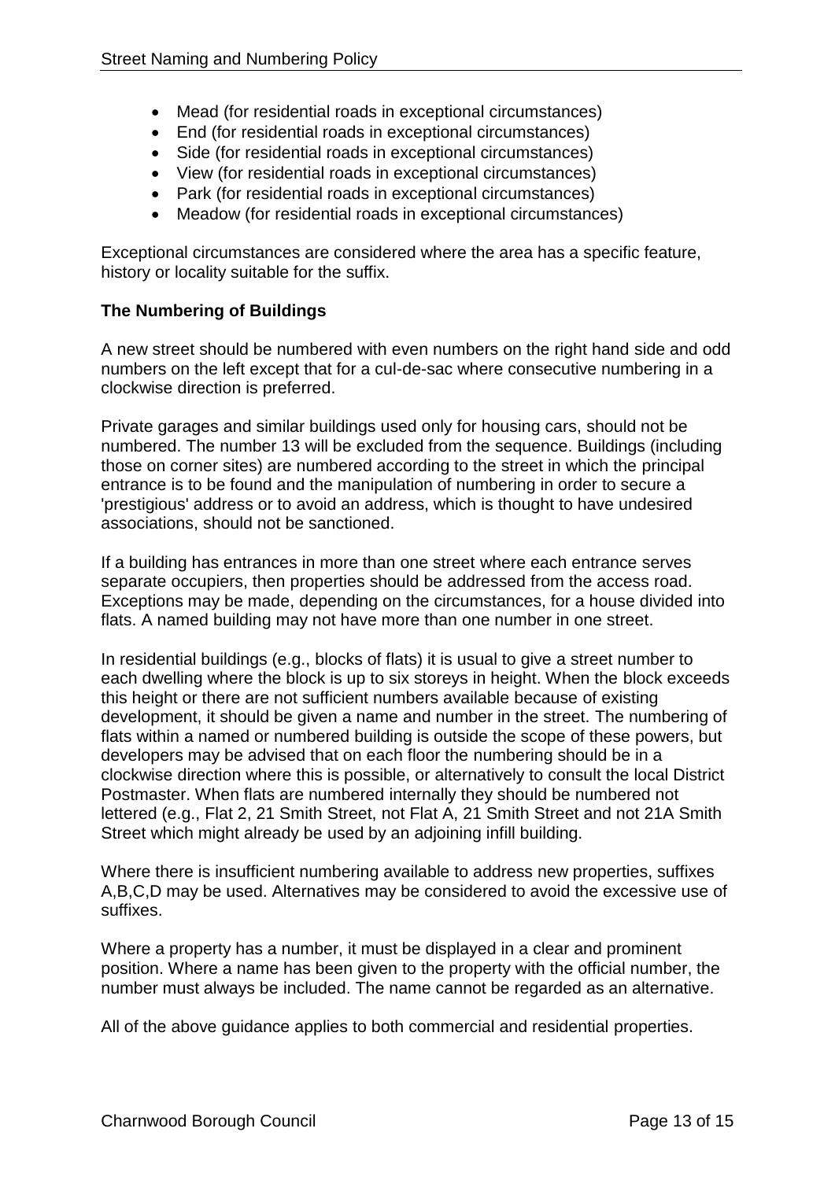- Mead (for residential roads in exceptional circumstances)
- End (for residential roads in exceptional circumstances)
- Side (for residential roads in exceptional circumstances)
- View (for residential roads in exceptional circumstances)
- Park (for residential roads in exceptional circumstances)
- Meadow (for residential roads in exceptional circumstances)

Exceptional circumstances are considered where the area has a specific feature, history or locality suitable for the suffix.

**The Numbering of Buildings**

A new street should be numbered with even numbers on the right hand side and odd numbers on the left except that for a cul-de-sac where consecutive numbering in a clockwise direction is preferred.

Private garages and similar buildings used only for housing cars, should not be numbered. The number 13 will be excluded from the sequence. Buildings (including those on corner sites) are numbered according to the street in which the principal entrance is to be found and the manipulation of numbering in order to secure a 'prestigious' address or to avoid an address, which is thought to have undesired associations, should not be sanctioned.

If a building has entrances in more than one street where each entrance serves separate occupiers, then properties should be addressed from the access road. Exceptions may be made, depending on the circumstances, for a house divided into flats. A named building may not have more than one number in one street.

In residential buildings (e.g., blocks of flats) it is usual to give a street number to each dwelling where the block is up to six storeys in height. When the block exceeds this height or there are not sufficient numbers available because of existing development, it should be given a name and number in the street. The numbering of flats within a named or numbered building is outside the scope of these powers, but developers may be advised that on each floor the numbering should be in a clockwise direction where this is possible, or alternatively to consult the local District Postmaster. When flats are numbered internally they should be numbered not lettered (e.g., Flat 2, 21 Smith Street, not Flat A, 21 Smith Street and not 21A Smith Street which might already be used by an adjoining infill building.

Where there is insufficient numbering available to address new properties, suffixes A,B,C,D may be used. Alternatives may be considered to avoid the excessive use of suffixes.

Where a property has a number, it must be displayed in a clear and prominent position. Where a name has been given to the property with the official number, the number must always be included. The name cannot be regarded as an alternative.

All of the above guidance applies to both commercial and residential properties.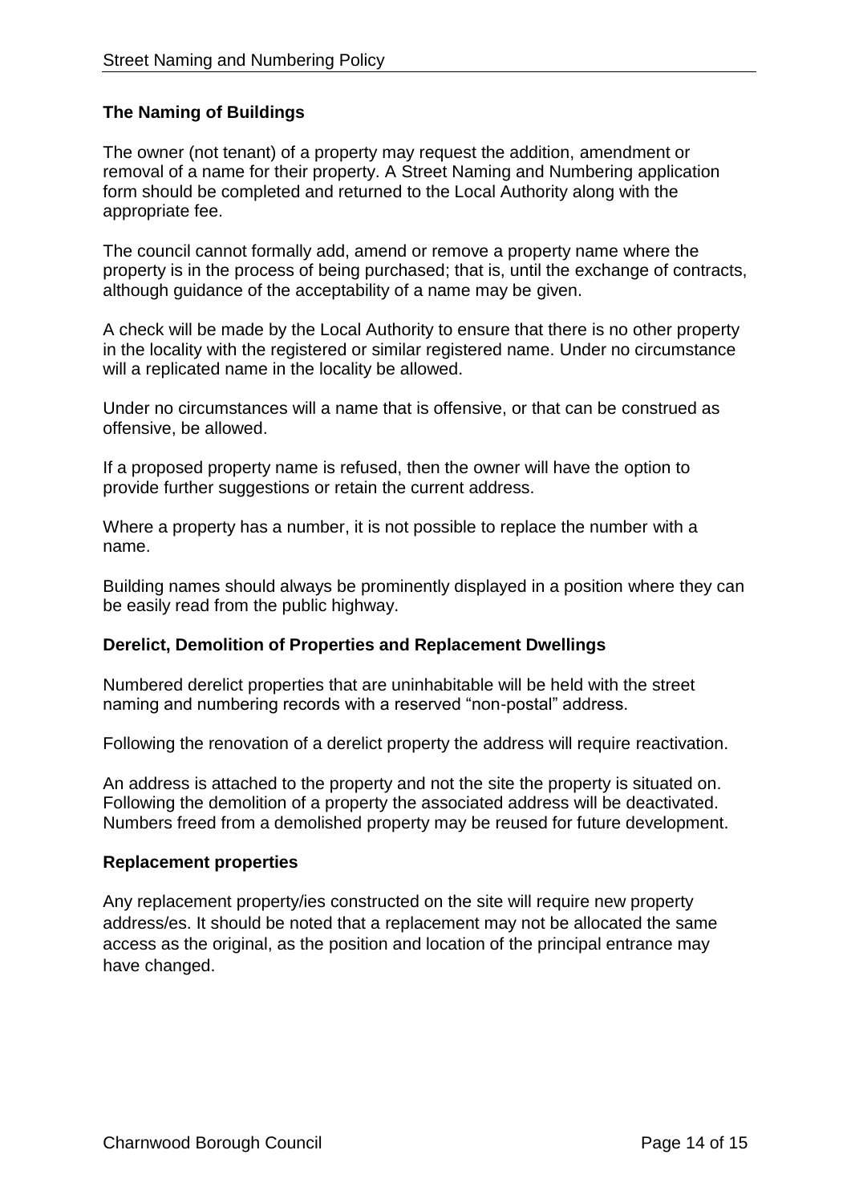## The Naming of Buildings

The owner (not tenant) of a property may request the addition, amendment or removal of a name for their property. A Street Naming and Numbering application form should be completed and returned to the Local Authority along with the appropriate fee.

The council cannot formally add, amend or remove a property name where the property is in the process of being purchased; that is, until the exchange of contracts, although guidance of the acceptability of a name may be given.

A check will be made by the Local Authority to ensure that there is no other property in the locality with the registered or similar registered name. Under no circumstance will a replicated name in the locality be allowed.

Under no circumstances will a name that is offensive, or that can be construed as offensive, be allowed.

If a proposed property name is refused, then the owner will have the option to provide further suggestions or retain the current address.

Where a property has a number, it is not possible to replace the number with a name.

Building names should always be prominently displayed in a position where they can be easily read from the public highway.

## Derelict, Demolition of Properties and Replacement Dwellings

Numbered derelict properties that are uninhabitable will be held with the street naming and numbering records with a reserved "non-postal" address.

Following the renovation of a derelict property the address will require reactivation.

An address is attached to the property and not the site the property is situated on. Following the demolition of a property the associated address will be deactivated. Numbers freed from a demolished property may be reused for future development.

## Replacement properties

Any replacement property/ies constructed on the site will require new property address/es. It should be noted that a replacement may not be allocated the same access as the original, as the position and location of the principal entrance may have changed.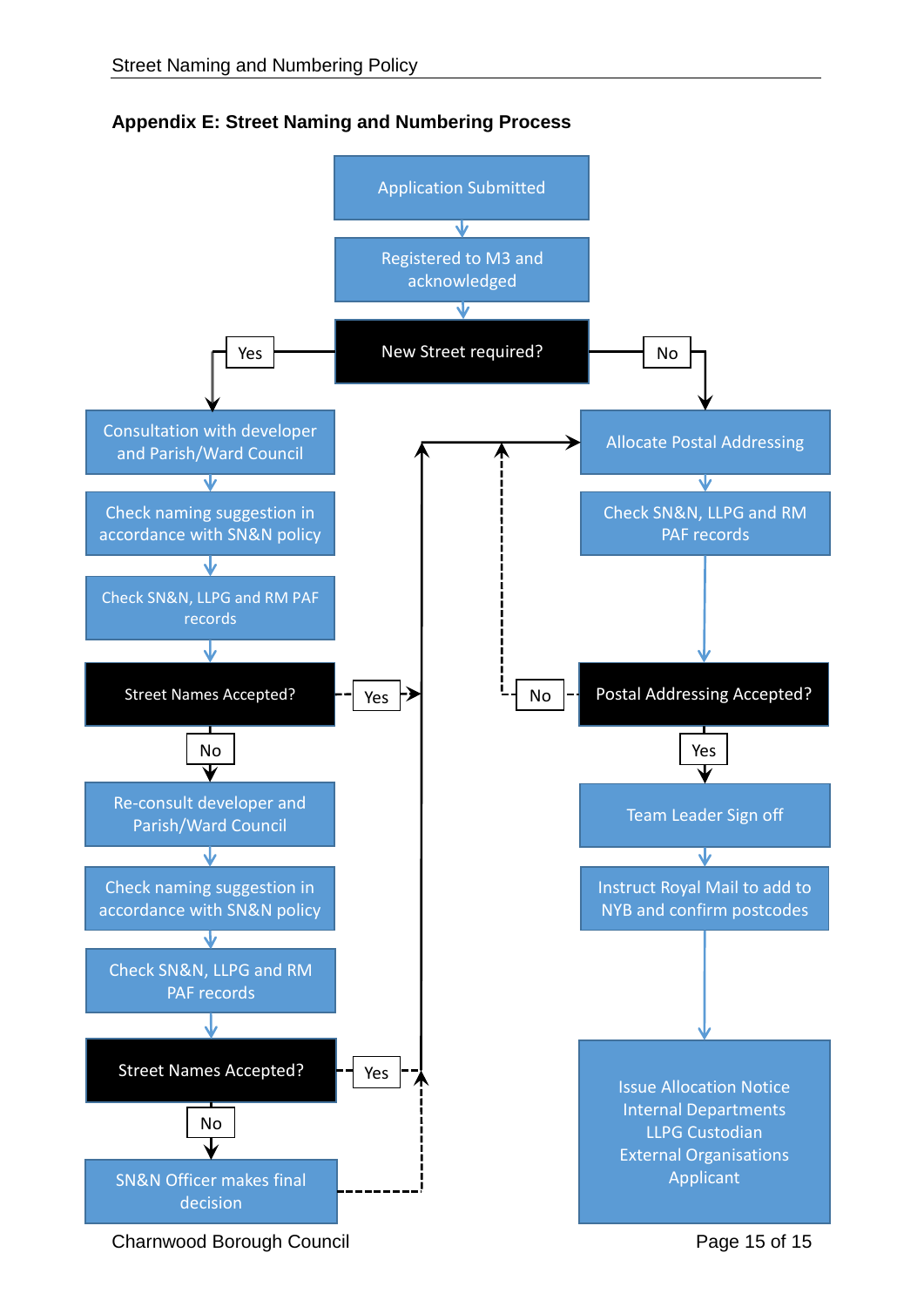## Appendix E: Street Naming and Numbering Process

Application Submitted

Registered to M3 and acknowledged

New Street required?

Yes

No

Consultation with developer and Parish/Ward Council

Check naming suggestion in accordance with SN&N policy

Check SN&N, LLPG and RM PAF records

Street Names Accepted?

Yes

No

Re-consult developer and Parish/Ward Council

Check naming suggestion in accordance with SN&N policy

Check SN&N, LLPG and RM PAF records

Street Names Accepted?

Yes

No

SN&N Officer makes final decision

Allocate Postal Addressing

Check SN&N, LLPG and RM PAF records

Postal Addressing Accepted?

No

Yes

Team Leader Sign off

Instruct Royal Mail to add to NYB and confirm postcodes

Issue Allocation Notice
Internal Departments
LLPG Custodian
External Organisations
Applicant

Charnwood Borough Council